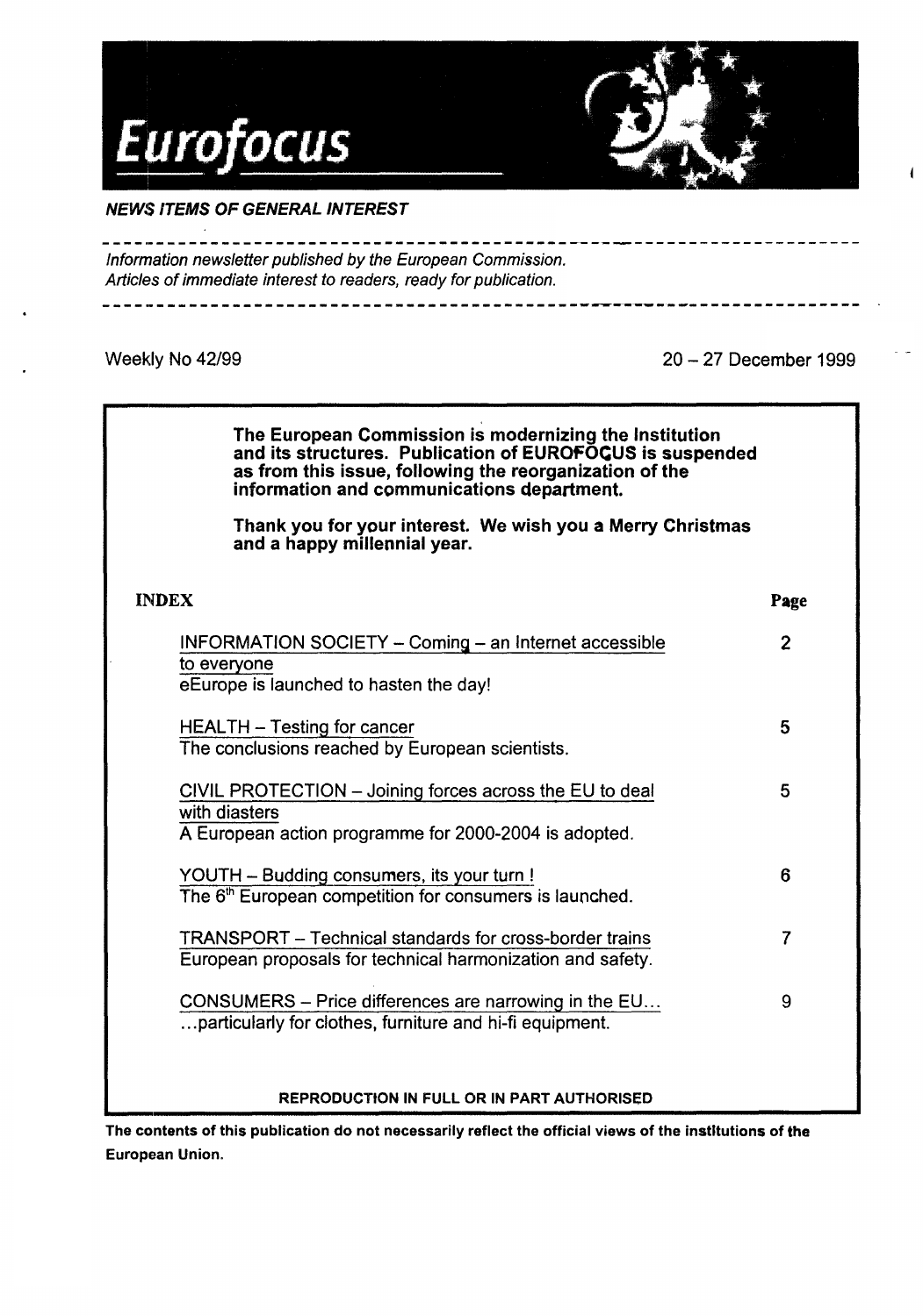# Eurofocus

***NEWS ITEMS OF GENERAL INTEREST***

*Information newsletter published by the European Commission.*
*Articles of immediate interest to readers, ready for publication.*

Weekly No 42/99 — 20 – 27 December 1999

**The European Commission is modernizing the Institution and its structures. Publication of EUROFOCUS is suspended as from this issue, following the reorganization of the information and communications department.**

**Thank you for your interest. We wish you a Merry Christmas and a happy millennial year.**

**INDEX**

| | **Page** |
|---|---|
| INFORMATION SOCIETY – Coming – an Internet accessible to everyone<br>eEurope is launched to hasten the day! | 2 |
| HEALTH – Testing for cancer<br>The conclusions reached by European scientists. | 5 |
| CIVIL PROTECTION – Joining forces across the EU to deal with diasters<br>A European action programme for 2000-2004 is adopted. | 5 |
| YOUTH – Budding consumers, its your turn !<br>The 6th European competition for consumers is launched. | 6 |
| TRANSPORT – Technical standards for cross-border trains<br>European proposals for technical harmonization and safety. | 7 |
| CONSUMERS – Price differences are narrowing in the EU…<br>…particularly for clothes, furniture and hi-fi equipment. | 9 |

**REPRODUCTION IN FULL OR IN PART AUTHORISED**

**The contents of this publication do not necessarily reflect the official views of the institutions of the European Union.**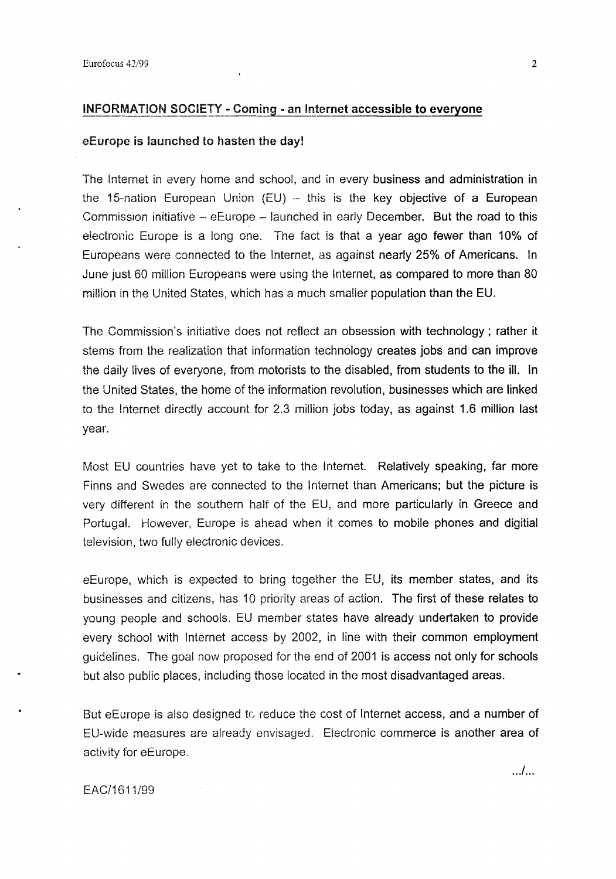## INFORMATION SOCIETY - Coming - an Internet accessible to everyone

**eEurope is launched to hasten the day!**

The Internet in every home and school, and in every business and administration in the 15-nation European Union (EU) – this is the key objective of a European Commission initiative – eEurope – launched in early December. But the road to this electronic Europe is a long one. The fact is that a year ago fewer than 10% of Europeans were connected to the Internet, as against nearly 25% of Americans. In June just 60 million Europeans were using the Internet, as compared to more than 80 million in the United States, which has a much smaller population than the EU.

The Commission's initiative does not reflect an obsession with technology ; rather it stems from the realization that information technology creates jobs and can improve the daily lives of everyone, from motorists to the disabled, from students to the ill. In the United States, the home of the information revolution, businesses which are linked to the Internet directly account for 2.3 million jobs today, as against 1.6 million last year.

Most EU countries have yet to take to the Internet. Relatively speaking, far more Finns and Swedes are connected to the Internet than Americans; but the picture is very different in the southern half of the EU, and more particularly in Greece and Portugal. However, Europe is ahead when it comes to mobile phones and digitial television, two fully electronic devices.

eEurope, which is expected to bring together the EU, its member states, and its businesses and citizens, has 10 priority areas of action. The first of these relates to young people and schools. EU member states have already undertaken to provide every school with Internet access by 2002, in line with their common employment guidelines. The goal now proposed for the end of 2001 is access not only for schools but also public places, including those located in the most disadvantaged areas.

But eEurope is also designed to reduce the cost of Internet access, and a number of EU-wide measures are already envisaged. Electronic commerce is another area of activity for eEurope.

.../...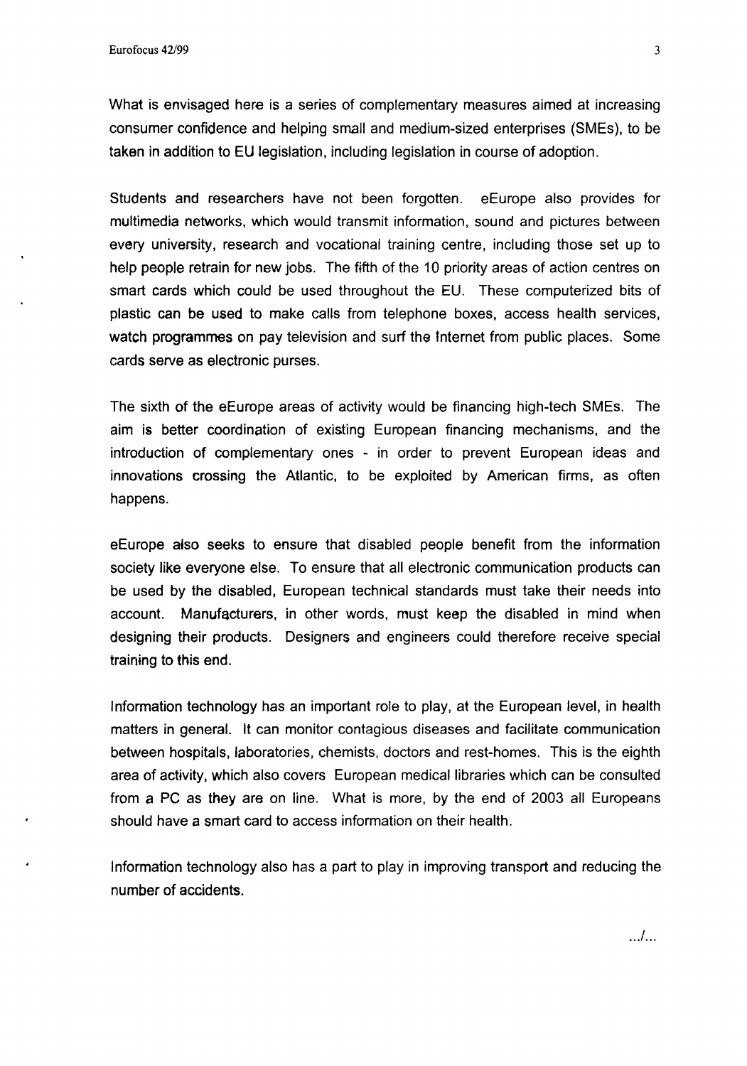What is envisaged here is a series of complementary measures aimed at increasing consumer confidence and helping small and medium-sized enterprises (SMEs), to be taken in addition to EU legislation, including legislation in course of adoption.

Students and researchers have not been forgotten. eEurope also provides for multimedia networks, which would transmit information, sound and pictures between every university, research and vocational training centre, including those set up to help people retrain for new jobs. The fifth of the 10 priority areas of action centres on smart cards which could be used throughout the EU. These computerized bits of plastic can be used to make calls from telephone boxes, access health services, watch programmes on pay television and surf the Internet from public places. Some cards serve as electronic purses.

The sixth of the eEurope areas of activity would be financing high-tech SMEs. The aim is better coordination of existing European financing mechanisms, and the introduction of complementary ones - in order to prevent European ideas and innovations crossing the Atlantic, to be exploited by American firms, as often happens.

eEurope also seeks to ensure that disabled people benefit from the information society like everyone else. To ensure that all electronic communication products can be used by the disabled, European technical standards must take their needs into account. Manufacturers, in other words, must keep the disabled in mind when designing their products. Designers and engineers could therefore receive special training to this end.

Information technology has an important role to play, at the European level, in health matters in general. It can monitor contagious diseases and facilitate communication between hospitals, laboratories, chemists, doctors and rest-homes. This is the eighth area of activity, which also covers European medical libraries which can be consulted from a PC as they are on line. What is more, by the end of 2003 all Europeans should have a smart card to access information on their health.

Information technology also has a part to play in improving transport and reducing the number of accidents.

.../...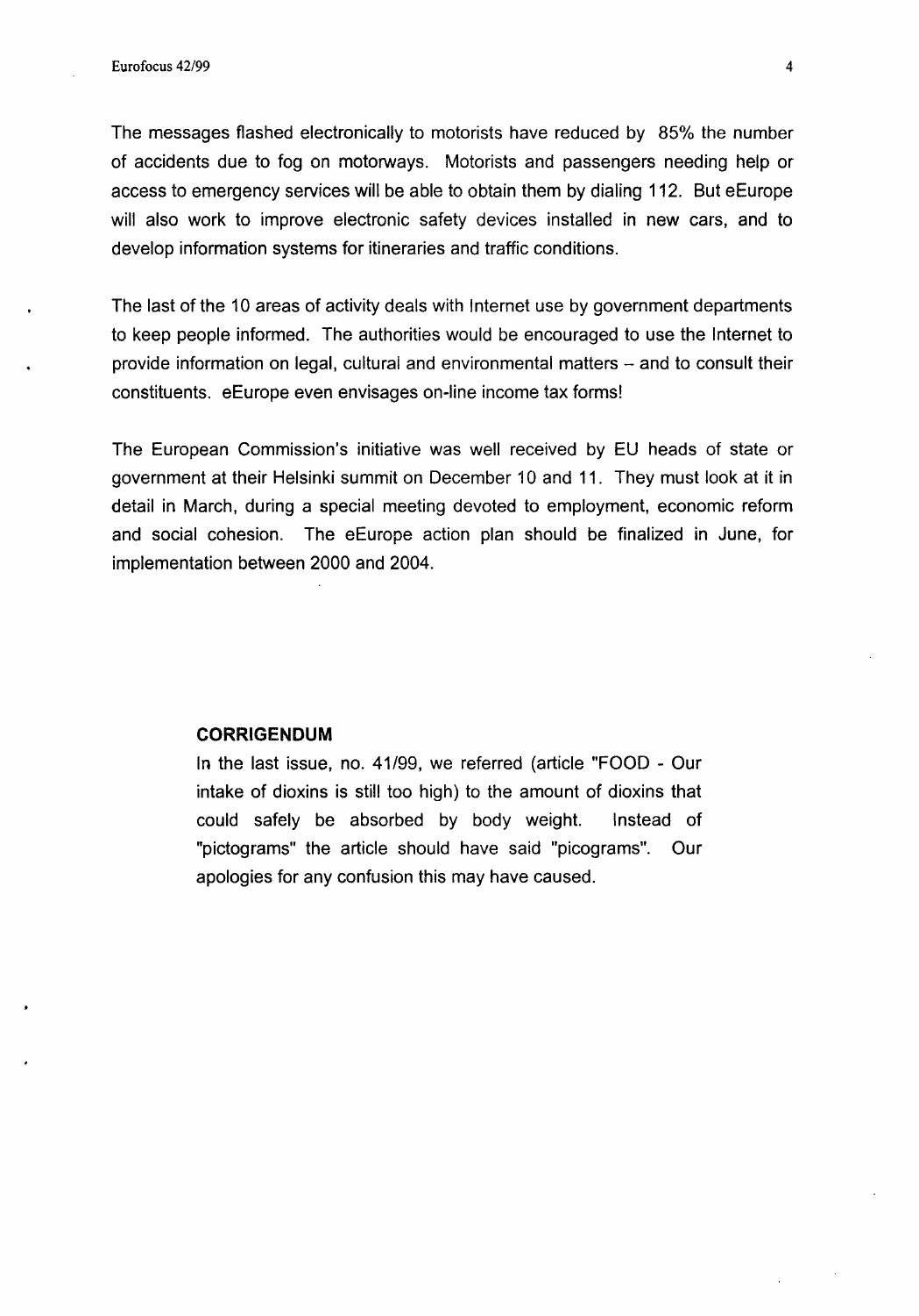The messages flashed electronically to motorists have reduced by 85% the number of accidents due to fog on motorways. Motorists and passengers needing help or access to emergency services will be able to obtain them by dialing 112. But eEurope will also work to improve electronic safety devices installed in new cars, and to develop information systems for itineraries and traffic conditions.

The last of the 10 areas of activity deals with Internet use by government departments to keep people informed. The authorities would be encouraged to use the Internet to provide information on legal, cultural and environmental matters – and to consult their constituents. eEurope even envisages on-line income tax forms!

The European Commission's initiative was well received by EU heads of state or government at their Helsinki summit on December 10 and 11. They must look at it in detail in March, during a special meeting devoted to employment, economic reform and social cohesion. The eEurope action plan should be finalized in June, for implementation between 2000 and 2004.

**CORRIGENDUM**

In the last issue, no. 41/99, we referred (article "FOOD - Our intake of dioxins is still too high) to the amount of dioxins that could safely be absorbed by body weight. Instead of "pictograms" the article should have said "picograms". Our apologies for any confusion this may have caused.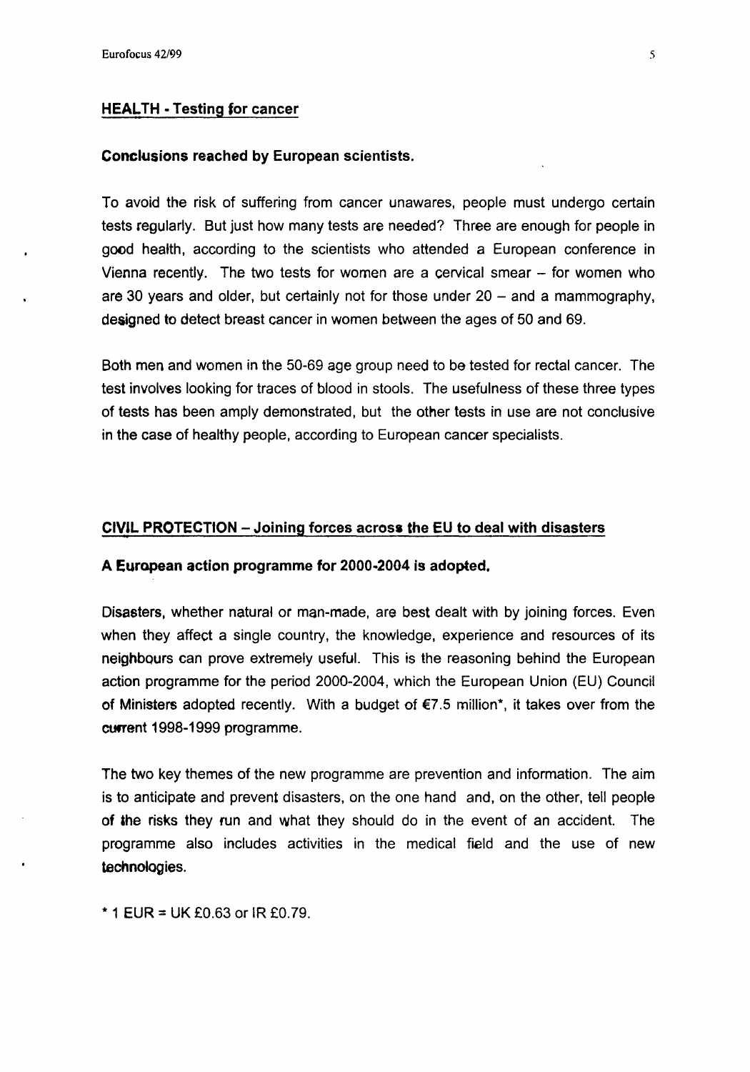## HEALTH - Testing for cancer

**Conclusions reached by European scientists.**

To avoid the risk of suffering from cancer unawares, people must undergo certain tests regularly. But just how many tests are needed? Three are enough for people in good health, according to the scientists who attended a European conference in Vienna recently. The two tests for women are a cervical smear – for women who are 30 years and older, but certainly not for those under 20 – and a mammography, designed to detect breast cancer in women between the ages of 50 and 69.

Both men and women in the 50-69 age group need to be tested for rectal cancer. The test involves looking for traces of blood in stools. The usefulness of these three types of tests has been amply demonstrated, but the other tests in use are not conclusive in the case of healthy people, according to European cancer specialists.

## CIVIL PROTECTION – Joining forces across the EU to deal with disasters

**A European action programme for 2000-2004 is adopted.**

Disasters, whether natural or man-made, are best dealt with by joining forces. Even when they affect a single country, the knowledge, experience and resources of its neighbours can prove extremely useful. This is the reasoning behind the European action programme for the period 2000-2004, which the European Union (EU) Council of Ministers adopted recently. With a budget of €7.5 million*, it takes over from the current 1998-1999 programme.

The two key themes of the new programme are prevention and information. The aim is to anticipate and prevent disasters, on the one hand and, on the other, tell people of the risks they run and what they should do in the event of an accident. The programme also includes activities in the medical field and the use of new technologies.

* 1 EUR = UK £0.63 or IR £0.79.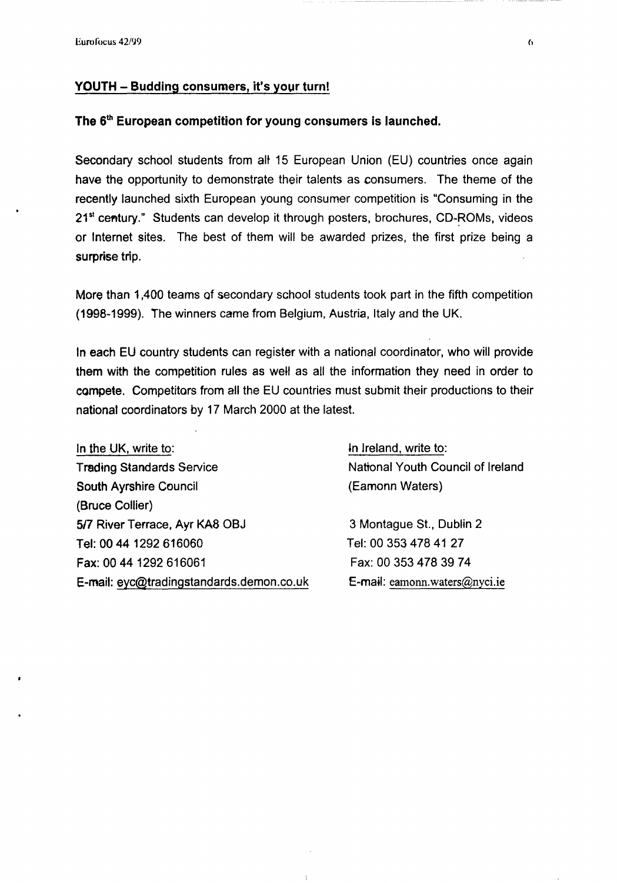## YOUTH – Budding consumers, it's your turn!

**The 6th European competition for young consumers is launched.**

Secondary school students from all 15 European Union (EU) countries once again have the opportunity to demonstrate their talents as consumers. The theme of the recently launched sixth European young consumer competition is "Consuming in the 21st century." Students can develop it through posters, brochures, CD-ROMs, videos or Internet sites. The best of them will be awarded prizes, the first prize being a surprise trip.

More than 1,400 teams of secondary school students took part in the fifth competition (1998-1999). The winners came from Belgium, Austria, Italy and the UK.

In each EU country students can register with a national coordinator, who will provide them with the competition rules as well as all the information they need in order to compete. Competitors from all the EU countries must submit their productions to their national coordinators by 17 March 2000 at the latest.

In the UK, write to:
Trading Standards Service
South Ayrshire Council
(Bruce Collier)
5/7 River Terrace, Ayr KA8 OBJ
Tel: 00 44 1292 616060
Fax: 00 44 1292 616061
E-mail: eyc@tradingstandards.demon.co.uk

In Ireland, write to:
National Youth Council of Ireland
(Eamonn Waters)

3 Montague St., Dublin 2
Tel: 00 353 478 41 27
Fax: 00 353 478 39 74
E-mail: eamonn.waters@nyci.ie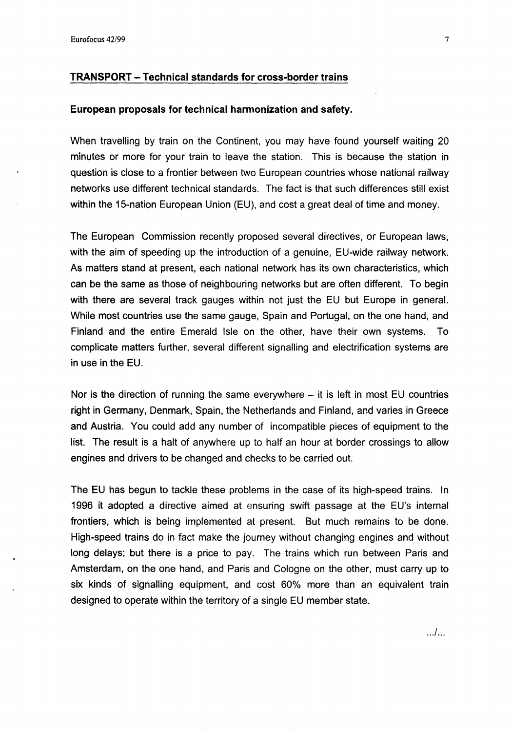## TRANSPORT – Technical standards for cross-border trains

**European proposals for technical harmonization and safety.**

When travelling by train on the Continent, you may have found yourself waiting 20 minutes or more for your train to leave the station. This is because the station in question is close to a frontier between two European countries whose national railway networks use different technical standards. The fact is that such differences still exist within the 15-nation European Union (EU), and cost a great deal of time and money.

The European Commission recently proposed several directives, or European laws, with the aim of speeding up the introduction of a genuine, EU-wide railway network. As matters stand at present, each national network has its own characteristics, which can be the same as those of neighbouring networks but are often different. To begin with there are several track gauges within not just the EU but Europe in general. While most countries use the same gauge, Spain and Portugal, on the one hand, and Finland and the entire Emerald Isle on the other, have their own systems. To complicate matters further, several different signalling and electrification systems are in use in the EU.

Nor is the direction of running the same everywhere – it is left in most EU countries right in Germany, Denmark, Spain, the Netherlands and Finland, and varies in Greece and Austria. You could add any number of incompatible pieces of equipment to the list. The result is a halt of anywhere up to half an hour at border crossings to allow engines and drivers to be changed and checks to be carried out.

The EU has begun to tackle these problems in the case of its high-speed trains. In 1996 it adopted a directive aimed at ensuring swift passage at the EU's internal frontiers, which is being implemented at present. But much remains to be done. High-speed trains do in fact make the journey without changing engines and without long delays; but there is a price to pay. The trains which run between Paris and Amsterdam, on the one hand, and Paris and Cologne on the other, must carry up to six kinds of signalling equipment, and cost 60% more than an equivalent train designed to operate within the territory of a single EU member state.

.../...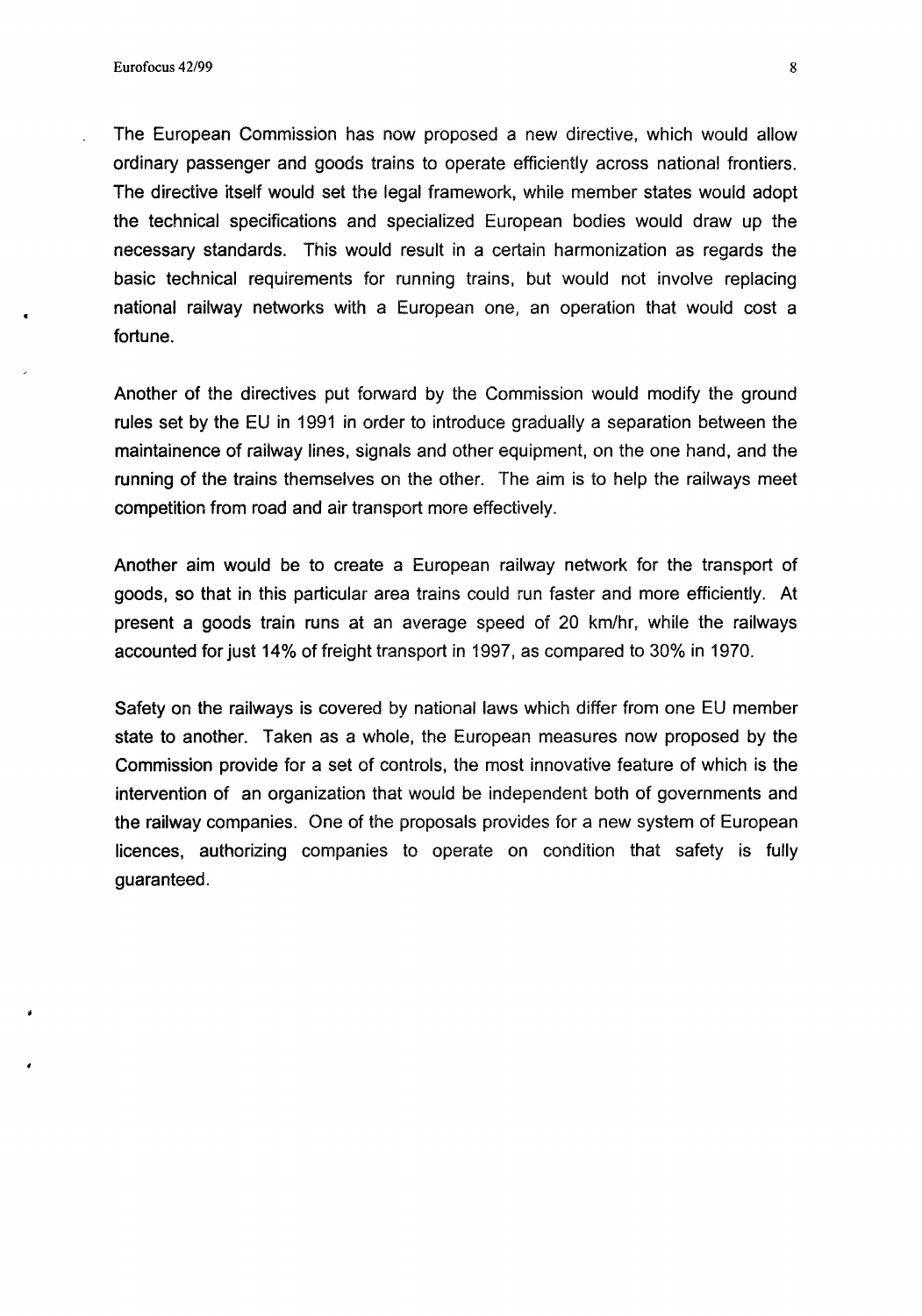The European Commission has now proposed a new directive, which would allow ordinary passenger and goods trains to operate efficiently across national frontiers. The directive itself would set the legal framework, while member states would adopt the technical specifications and specialized European bodies would draw up the necessary standards. This would result in a certain harmonization as regards the basic technical requirements for running trains, but would not involve replacing national railway networks with a European one, an operation that would cost a fortune.

Another of the directives put forward by the Commission would modify the ground rules set by the EU in 1991 in order to introduce gradually a separation between the maintainence of railway lines, signals and other equipment, on the one hand, and the running of the trains themselves on the other. The aim is to help the railways meet competition from road and air transport more effectively.

Another aim would be to create a European railway network for the transport of goods, so that in this particular area trains could run faster and more efficiently. At present a goods train runs at an average speed of 20 km/hr, while the railways accounted for just 14% of freight transport in 1997, as compared to 30% in 1970.

Safety on the railways is covered by national laws which differ from one EU member state to another. Taken as a whole, the European measures now proposed by the Commission provide for a set of controls, the most innovative feature of which is the intervention of an organization that would be independent both of governments and the railway companies. One of the proposals provides for a new system of European licences, authorizing companies to operate on condition that safety is fully guaranteed.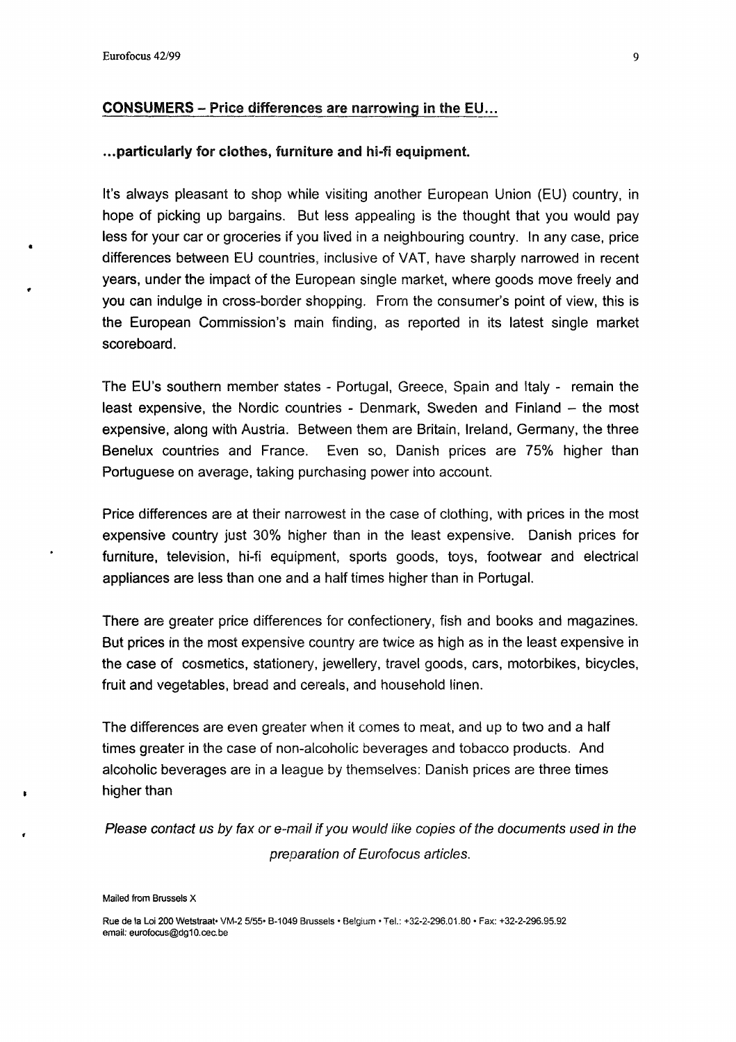## CONSUMERS – Price differences are narrowing in the EU…

**…particularly for clothes, furniture and hi-fi equipment.**

It's always pleasant to shop while visiting another European Union (EU) country, in hope of picking up bargains. But less appealing is the thought that you would pay less for your car or groceries if you lived in a neighbouring country. In any case, price differences between EU countries, inclusive of VAT, have sharply narrowed in recent years, under the impact of the European single market, where goods move freely and you can indulge in cross-border shopping. From the consumer's point of view, this is the European Commission's main finding, as reported in its latest single market scoreboard.

The EU's southern member states - Portugal, Greece, Spain and Italy - remain the least expensive, the Nordic countries - Denmark, Sweden and Finland – the most expensive, along with Austria. Between them are Britain, Ireland, Germany, the three Benelux countries and France. Even so, Danish prices are 75% higher than Portuguese on average, taking purchasing power into account.

Price differences are at their narrowest in the case of clothing, with prices in the most expensive country just 30% higher than in the least expensive. Danish prices for furniture, television, hi-fi equipment, sports goods, toys, footwear and electrical appliances are less than one and a half times higher than in Portugal.

There are greater price differences for confectionery, fish and books and magazines. But prices in the most expensive country are twice as high as in the least expensive in the case of cosmetics, stationery, jewellery, travel goods, cars, motorbikes, bicycles, fruit and vegetables, bread and cereals, and household linen.

The differences are even greater when it comes to meat, and up to two and a half times greater in the case of non-alcoholic beverages and tobacco products. And alcoholic beverages are in a league by themselves: Danish prices are three times higher than

*Please contact us by fax or e-mail if you would like copies of the documents used in the preparation of Eurofocus articles.*

Mailed from Brussels X

Rue de la Loi 200 Wetstraat• VM-2 5/55• B-1049 Brussels • Belgium • Tel.: +32-2-296.01.80 • Fax: +32-2-296.95.92
email: eurofocus@dg10.cec.be